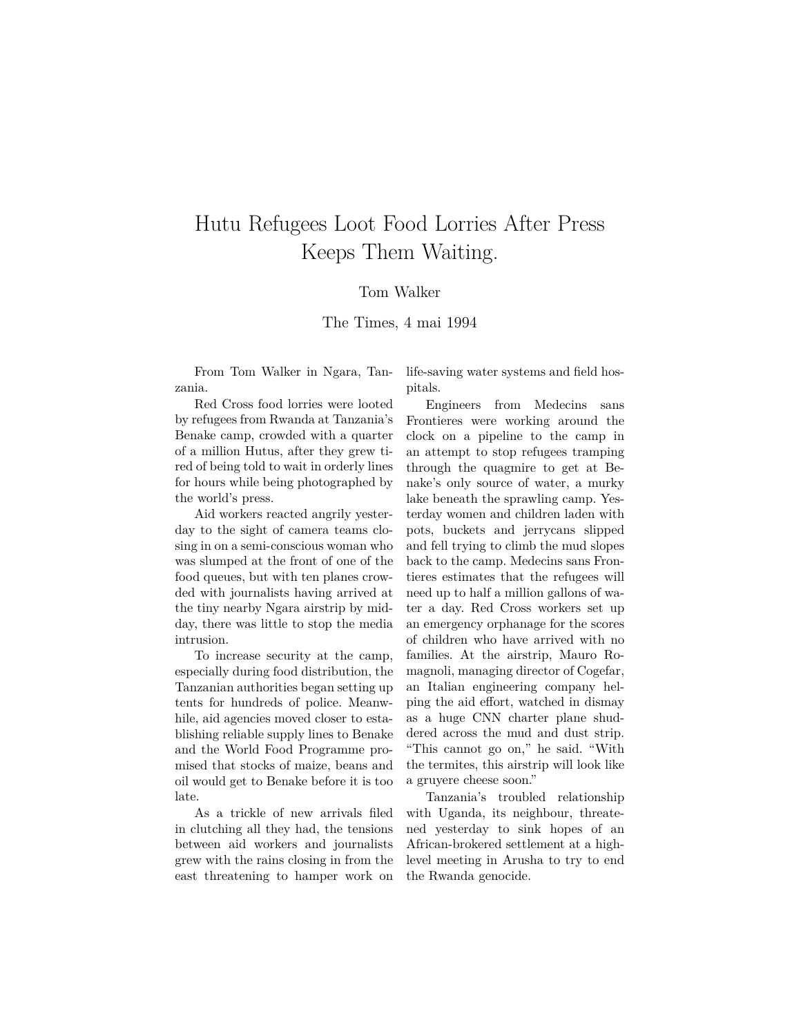# Hutu Refugees Loot Food Lorries After Press Keeps Them Waiting.

Tom Walker

The Times, 4 mai 1994

From Tom Walker in Ngara, Tanzania.

Red Cross food lorries were looted by refugees from Rwanda at Tanzania's Benake camp, crowded with a quarter of a million Hutus, after they grew tired of being told to wait in orderly lines for hours while being photographed by the world's press.

Aid workers reacted angrily yesterday to the sight of camera teams closing in on a semi-conscious woman who was slumped at the front of one of the food queues, but with ten planes crowded with journalists having arrived at the tiny nearby Ngara airstrip by midday, there was little to stop the media intrusion.

To increase security at the camp, especially during food distribution, the Tanzanian authorities began setting up tents for hundreds of police. Meanwhile, aid agencies moved closer to establishing reliable supply lines to Benake and the World Food Programme promised that stocks of maize, beans and oil would get to Benake before it is too late.

As a trickle of new arrivals filed in clutching all they had, the tensions between aid workers and journalists grew with the rains closing in from the east threatening to hamper work on life-saving water systems and field hospitals.

Engineers from Medecins sans Frontieres were working around the clock on a pipeline to the camp in an attempt to stop refugees tramping through the quagmire to get at Benake's only source of water, a murky lake beneath the sprawling camp. Yesterday women and children laden with pots, buckets and jerrycans slipped and fell trying to climb the mud slopes back to the camp. Medecins sans Frontieres estimates that the refugees will need up to half a million gallons of water a day. Red Cross workers set up an emergency orphanage for the scores of children who have arrived with no families. At the airstrip, Mauro Romagnoli, managing director of Cogefar, an Italian engineering company helping the aid effort, watched in dismay as a huge CNN charter plane shuddered across the mud and dust strip. "This cannot go on," he said. "With the termites, this airstrip will look like a gruyere cheese soon."

Tanzania's troubled relationship with Uganda, its neighbour, threatened yesterday to sink hopes of an African-brokered settlement at a high-level meeting in Arusha to try to end the Rwanda genocide.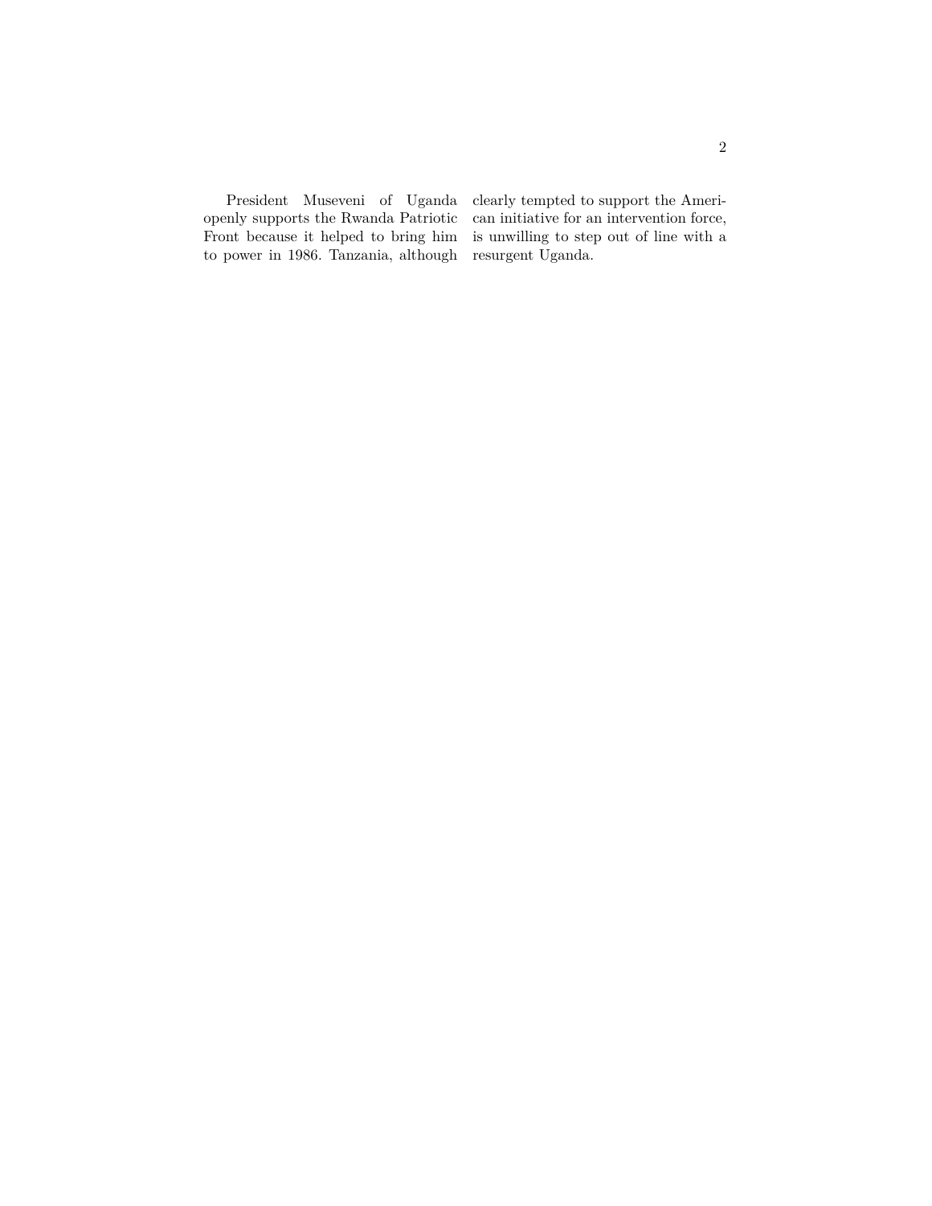President Museveni of Uganda openly supports the Rwanda Patriotic Front because it helped to bring him to power in 1986. Tanzania, although clearly tempted to support the American initiative for an intervention force, is unwilling to step out of line with a resurgent Uganda.